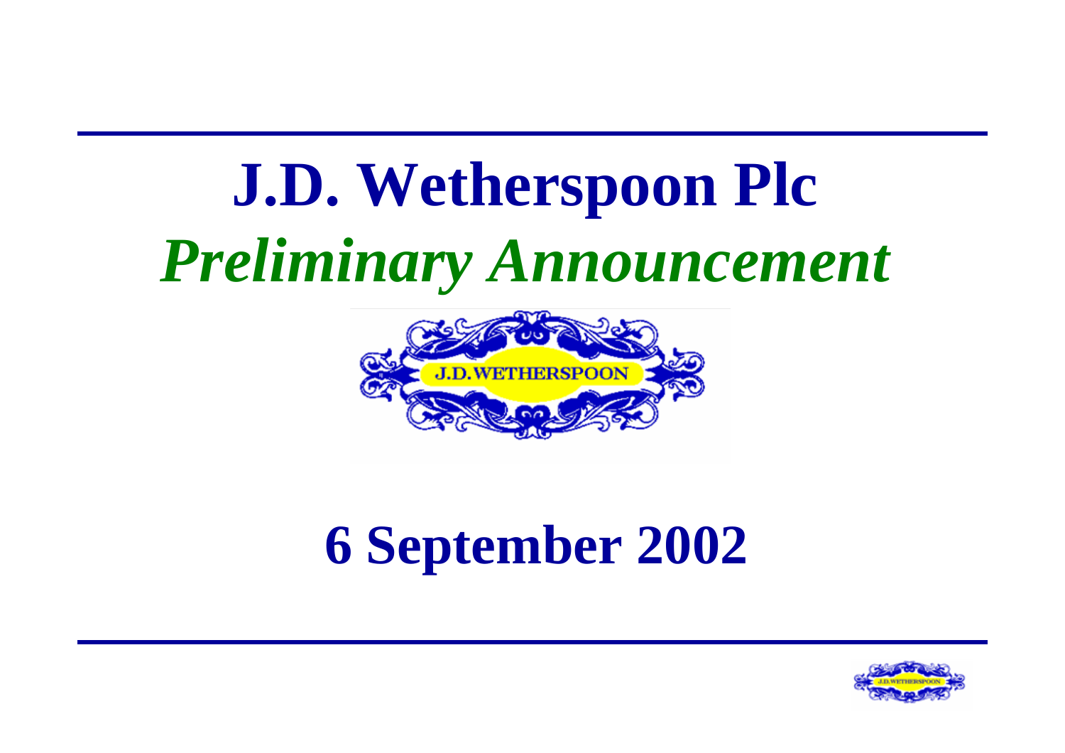# J.D. Wetherspoon Plc

## *Preliminary Announcement*

J.D. WETHERSPOON

## 6 September 2002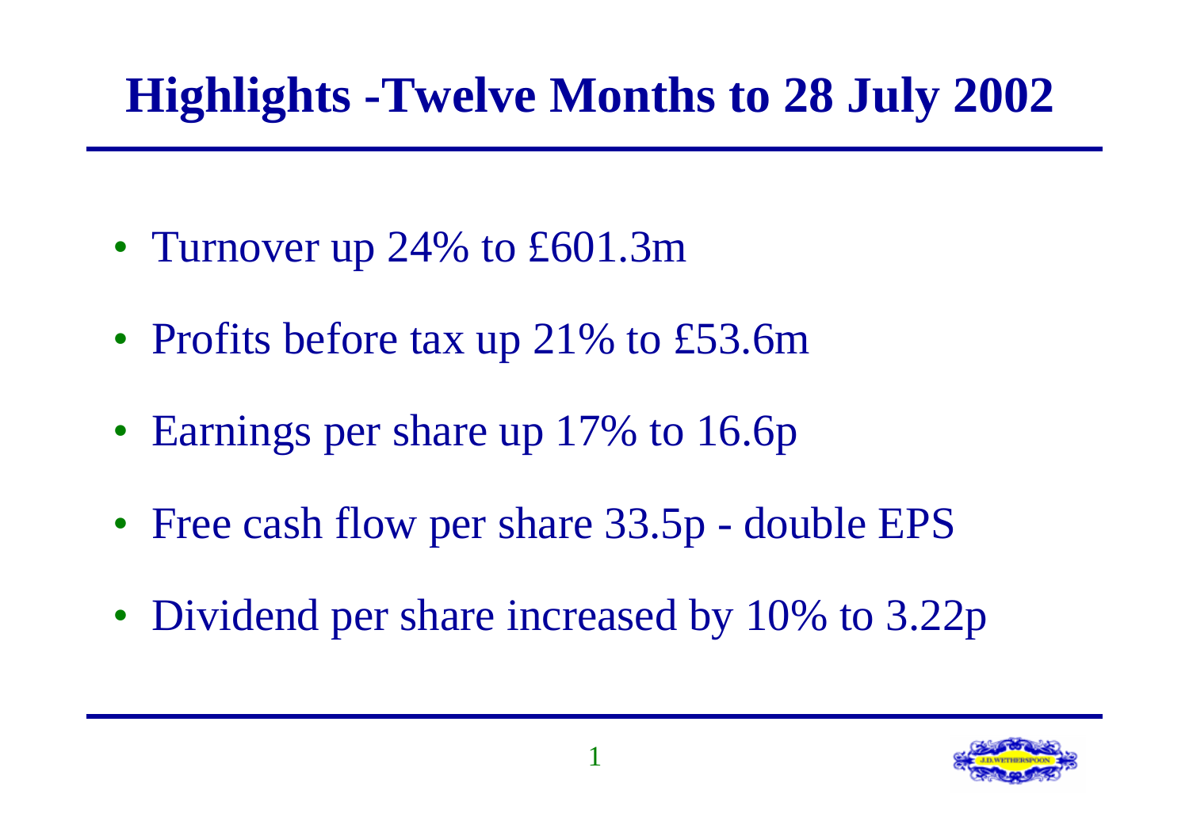# Highlights -Twelve Months to 28 July 2002

- Turnover up 24% to £601.3m
- Profits before tax up 21% to £53.6m
- Earnings per share up 17% to 16.6p
- Free cash flow per share 33.5p - double EPS
- Dividend per share increased by 10% to 3.22p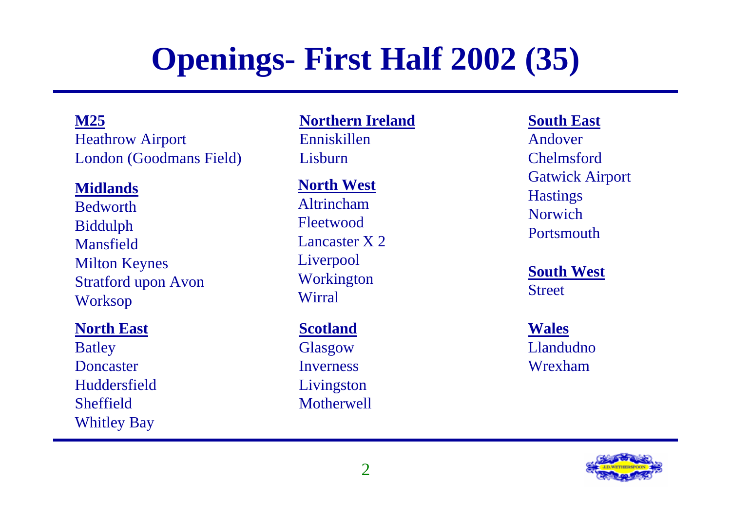# Openings- First Half 2002 (35)

**M25**
Heathrow Airport
London (Goodmans Field)

**Midlands**
Bedworth
Biddulph
Mansfield
Milton Keynes
Stratford upon Avon
Worksop

**North East**
Batley
Doncaster
Huddersfield
Sheffield
Whitley Bay

**Northern Ireland**
Enniskillen
Lisburn

**North West**
Altrincham
Fleetwood
Lancaster X 2
Liverpool
Workington
Wirral

**Scotland**
Glasgow
Inverness
Livingston
Motherwell

**South East**
Andover
Chelmsford
Gatwick Airport
Hastings
Norwich
Portsmouth

**South West**
Street

**Wales**
Llandudno
Wrexham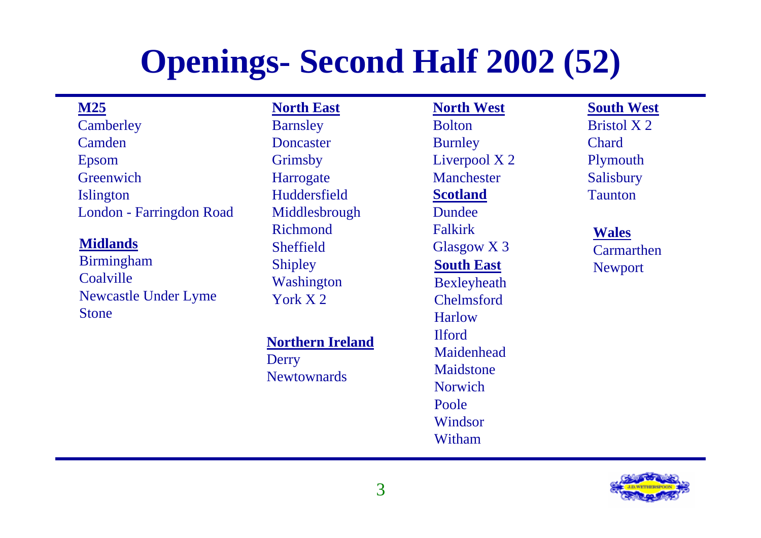# Openings- Second Half 2002 (52)

**M25**
- Camberley
- Camden
- Epsom
- Greenwich
- Islington
- London - Farringdon Road

**Midlands**
- Birmingham
- Coalville
- Newcastle Under Lyme
- Stone

**North East**
- Barnsley
- Doncaster
- Grimsby
- Harrogate
- Huddersfield
- Middlesbrough
- Richmond
- Sheffield
- Shipley
- Washington
- York X 2

**Northern Ireland**
- Derry
- Newtownards

**North West**
- Bolton
- Burnley
- Liverpool X 2
- Manchester

**Scotland**
- Dundee
- Falkirk
- Glasgow X 3

**South East**
- Bexleyheath
- Chelmsford
- Harlow
- Ilford
- Maidenhead
- Maidstone
- Norwich
- Poole
- Windsor
- Witham

**South West**
- Bristol X 2
- Chard
- Plymouth
- Salisbury
- Taunton

**Wales**
- Carmarthen
- Newport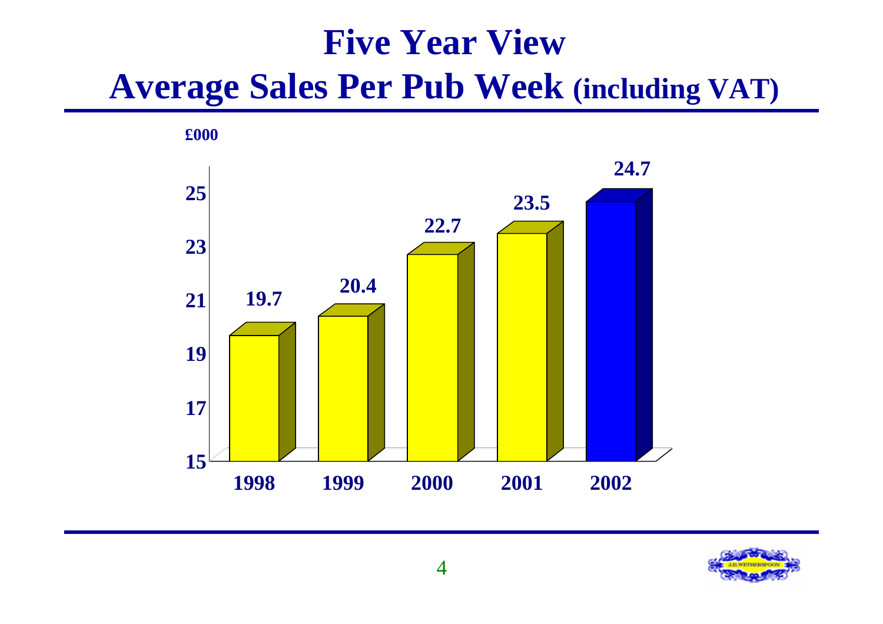# Five Year View

## Average Sales Per Pub Week (including VAT)

£000

| Year | Average Sales Per Pub Week (£000) |
|---|---|
| 1998 | 19.7 |
| 1999 | 20.4 |
| 2000 | 22.7 |
| 2001 | 23.5 |
| 2002 | 24.7 |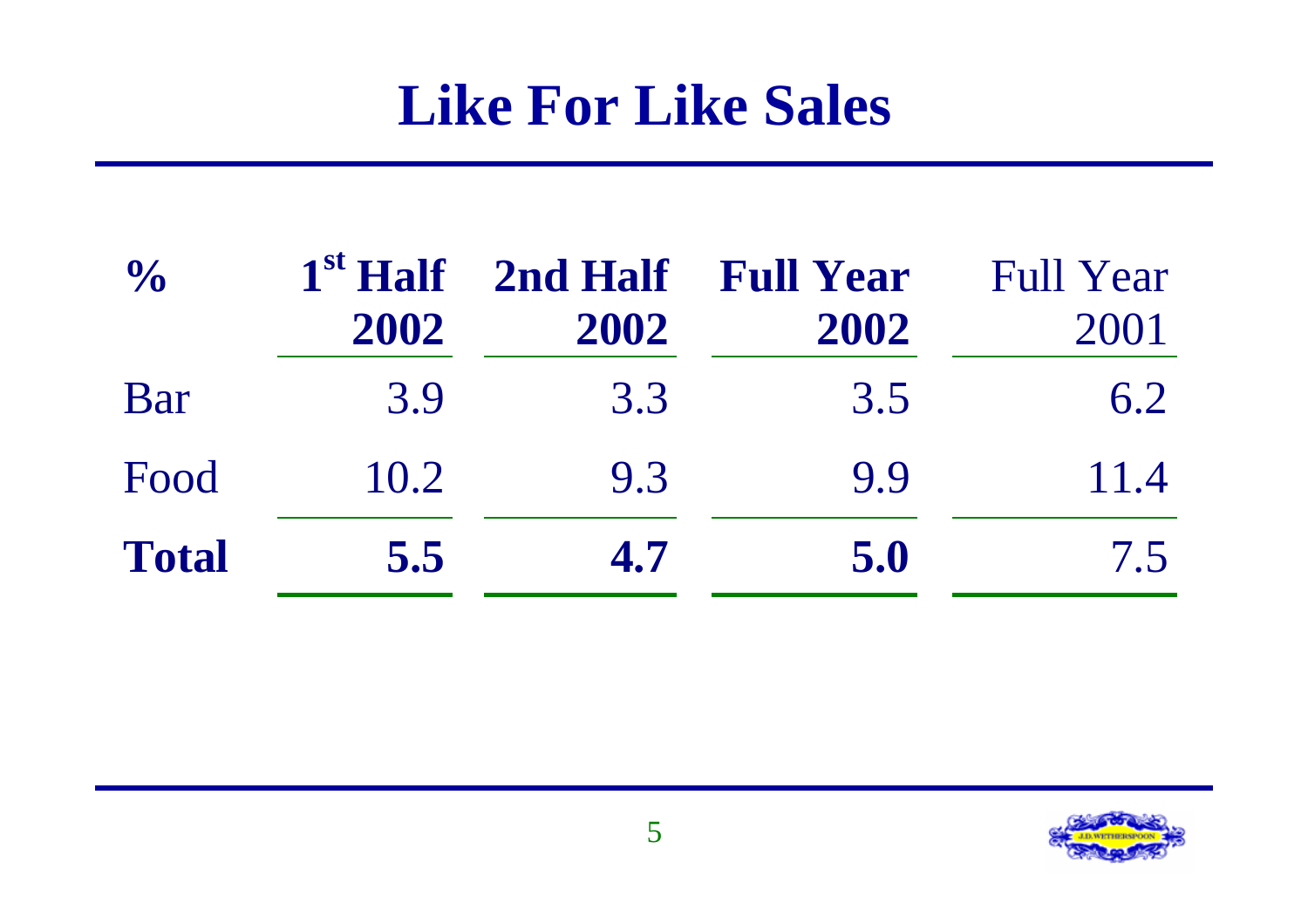# Like For Like Sales

| % | 1st Half 2002 | 2nd Half 2002 | Full Year 2002 | Full Year 2001 |
|---|---|---|---|---|
| Bar | 3.9 | 3.3 | 3.5 | 6.2 |
| Food | 10.2 | 9.3 | 9.9 | 11.4 |
| **Total** | **5.5** | **4.7** | **5.0** | 7.5 |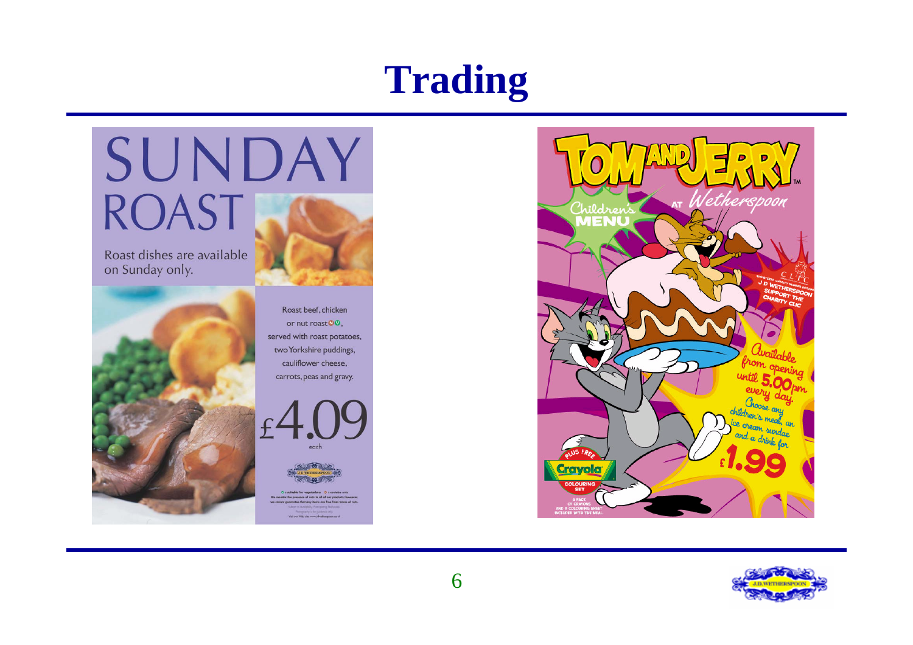# Trading

# SUNDAY ROAST

Roast dishes are available on Sunday only.

Roast beef, chicken or nut roast, served with roast potatoes, two Yorkshire puddings, cauliflower cheese, carrots, peas and gravy.

£4.09 each

# TOM AND JERRY AT Wetherspoon

Children's MENU

Available from opening until 5.00pm every day. Choose any children's meal, an ice cream sundae and a drink for £1.99

PLUS FREE Crayola COLOURING SET

A PACK OF CRAYONS AND A COLOURING SHEET INCLUDED WITH THE MEAL.

J D WETHERSPOON SUPPORT THE CHARITY CLIC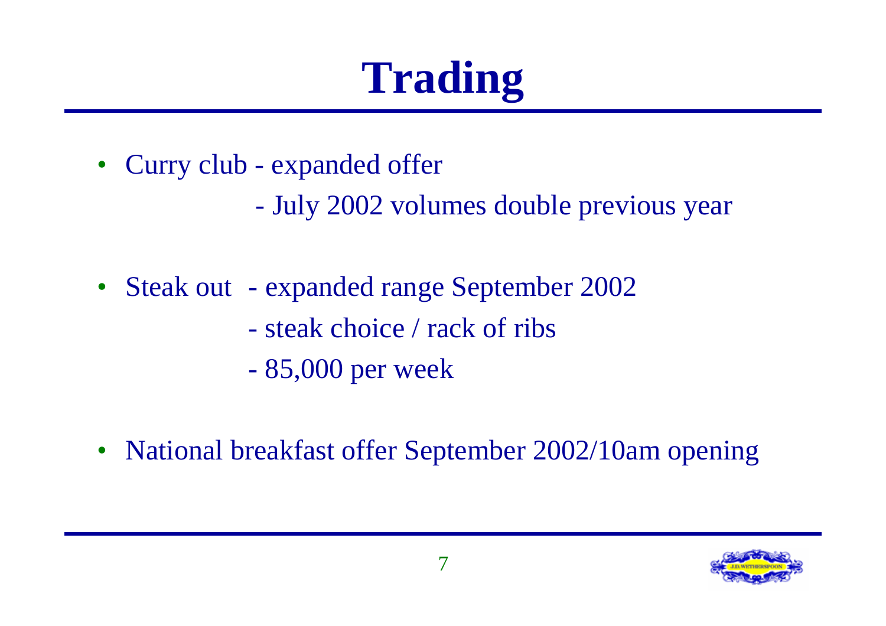# Trading

- Curry club - expanded offer
  - July 2002 volumes double previous year

- Steak out - expanded range September 2002
  - steak choice / rack of ribs
  - 85,000 per week

- National breakfast offer September 2002/10am opening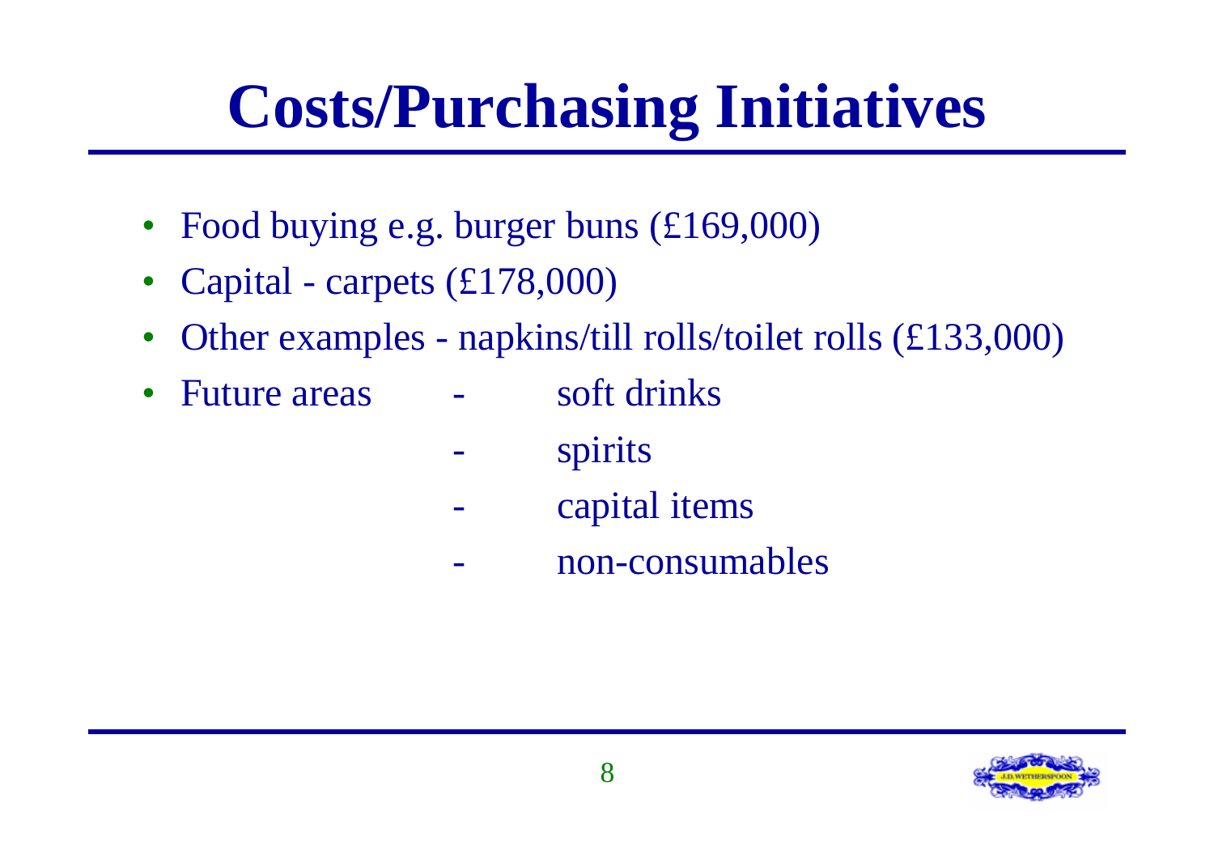# Costs/Purchasing Initiatives

- Food buying e.g. burger buns (£169,000)
- Capital - carpets (£178,000)
- Other examples - napkins/till rolls/toilet rolls (£133,000)
- Future areas
  - soft drinks
  - spirits
  - capital items
  - non-consumables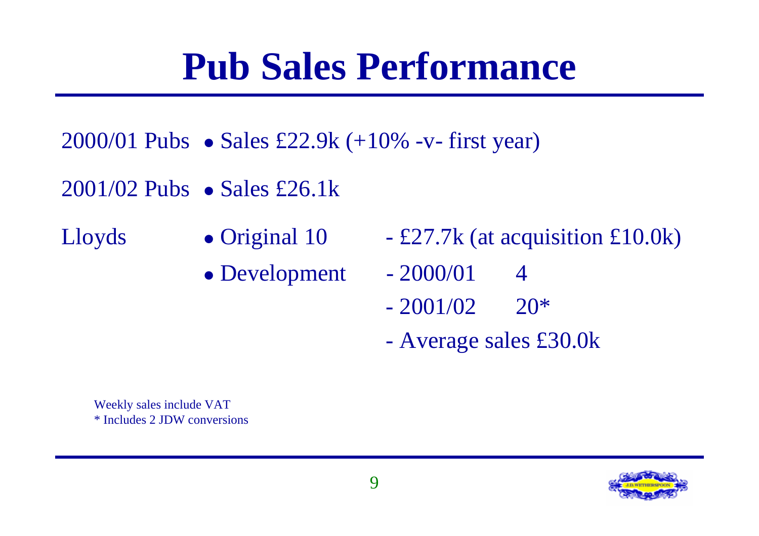# Pub Sales Performance

| | | |
|---|---|---|
| 2000/01 Pubs | • Sales £22.9k (+10% -v- first year) | |
| 2001/02 Pubs | • Sales £26.1k | |
| Lloyds | • Original 10 | - £27.7k (at acquisition £10.0k) |
| | • Development | - 2000/01 4 |
| | | - 2001/02 20* |
| | | - Average sales £30.0k |

Weekly sales include VAT
* Includes 2 JDW conversions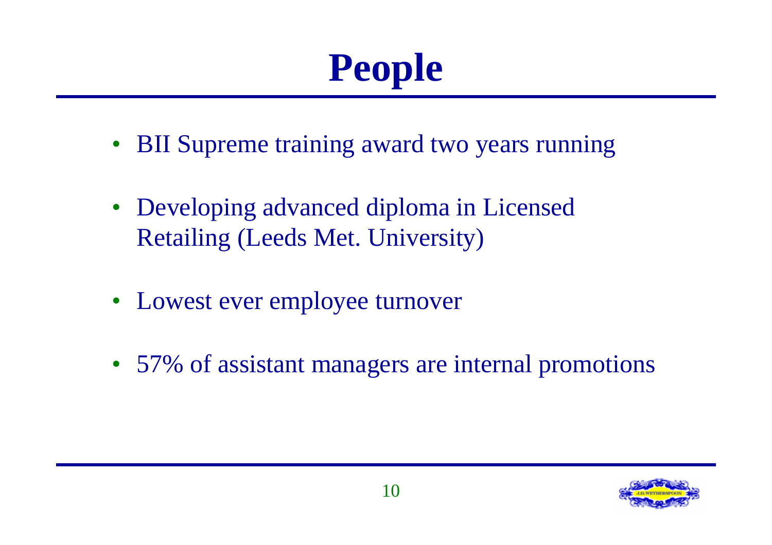# People

- BII Supreme training award two years running
- Developing advanced diploma in Licensed Retailing (Leeds Met. University)
- Lowest ever employee turnover
- 57% of assistant managers are internal promotions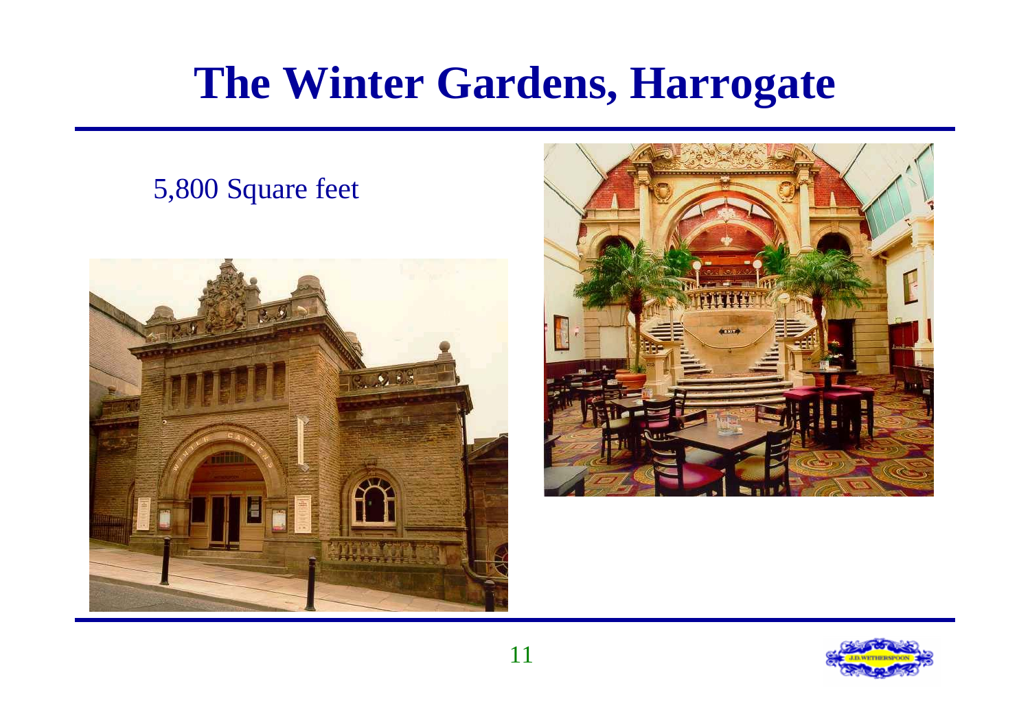# The Winter Gardens, Harrogate

5,800 Square feet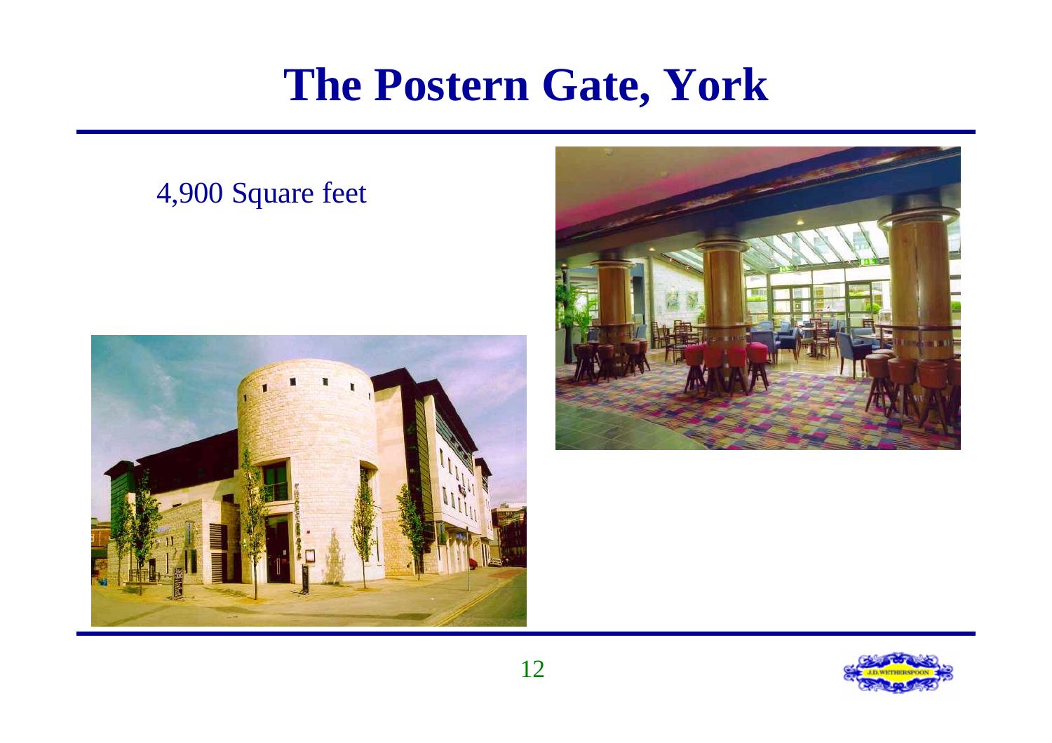# The Postern Gate, York

4,900 Square feet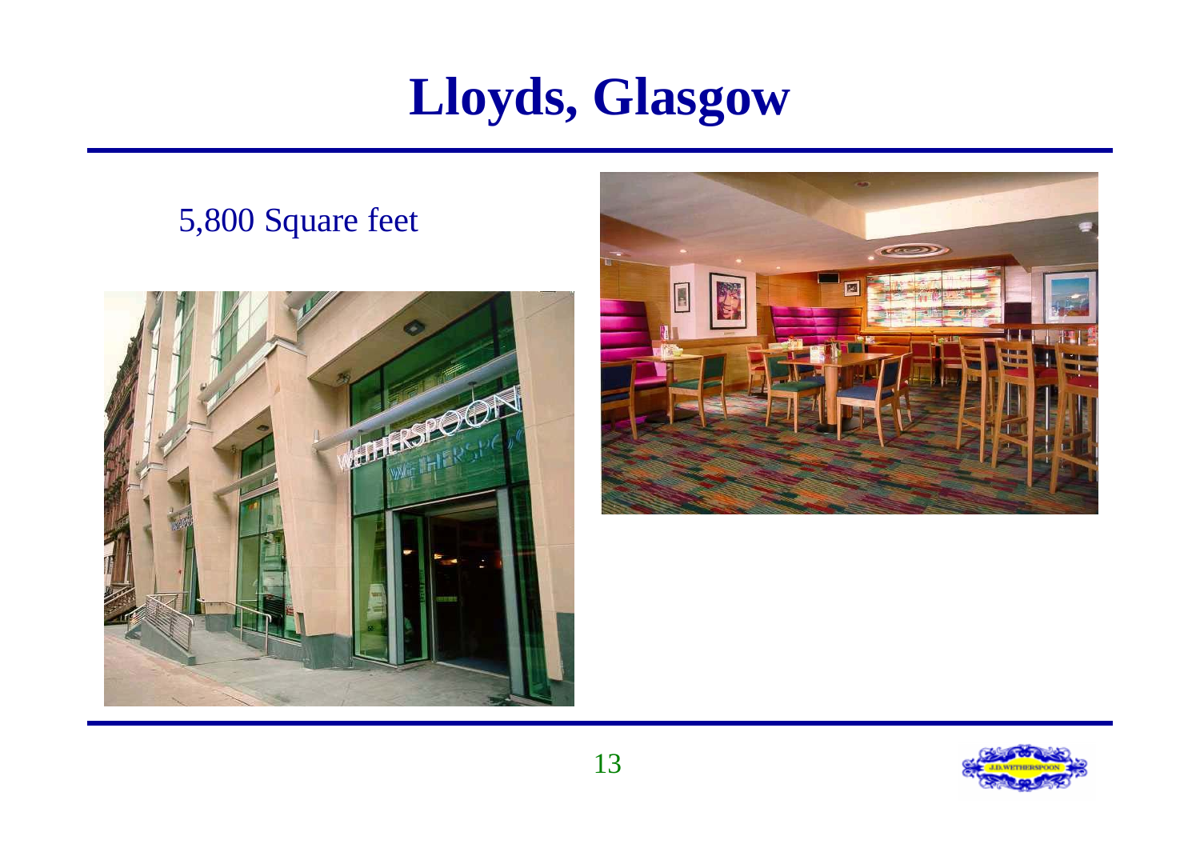# Lloyds, Glasgow

5,800 Square feet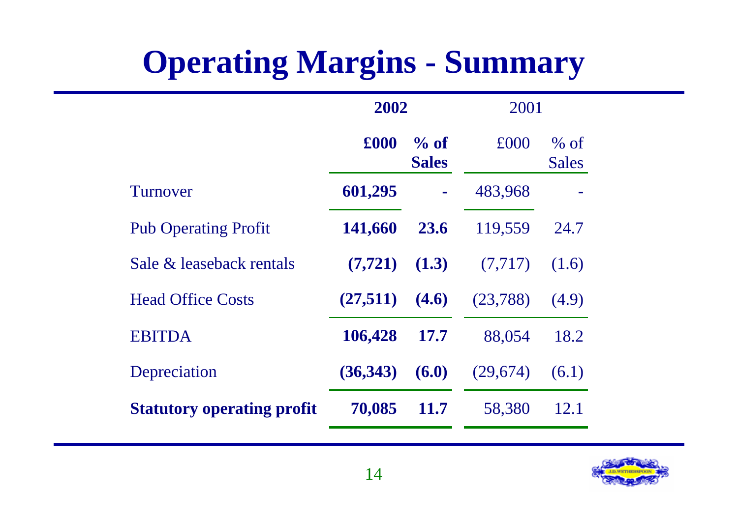# Operating Margins - Summary

| | 2002 | | 2001 | |
|---|---|---|---|---|
| | **£000** | **% of Sales** | £000 | % of Sales |
| Turnover | **601,295** | - | 483,968 | - |
| Pub Operating Profit | **141,660** | **23.6** | 119,559 | 24.7 |
| Sale & leaseback rentals | **(7,721)** | **(1.3)** | (7,717) | (1.6) |
| Head Office Costs | **(27,511)** | **(4.6)** | (23,788) | (4.9) |
| EBITDA | **106,428** | **17.7** | 88,054 | 18.2 |
| Depreciation | **(36,343)** | **(6.0)** | (29,674) | (6.1) |
| **Statutory operating profit** | **70,085** | **11.7** | 58,380 | 12.1 |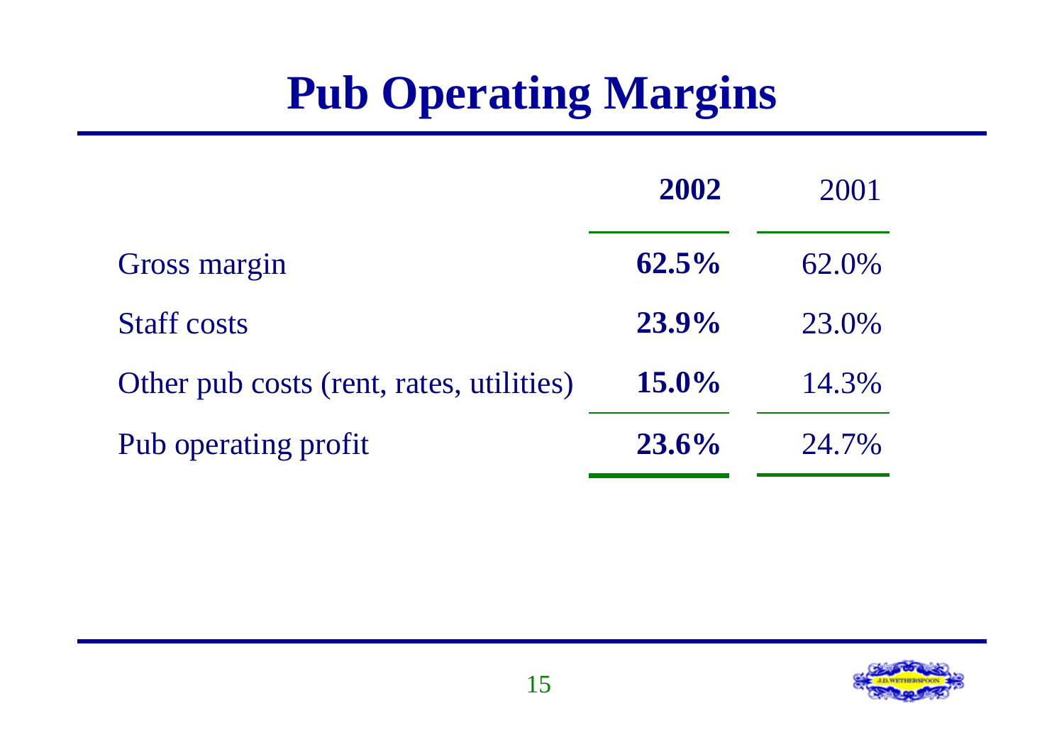# Pub Operating Margins

| | **2002** | 2001 |
|---|---|---|
| Gross margin | **62.5%** | 62.0% |
| Staff costs | **23.9%** | 23.0% |
| Other pub costs (rent, rates, utilities) | **15.0%** | 14.3% |
| Pub operating profit | **23.6%** | 24.7% |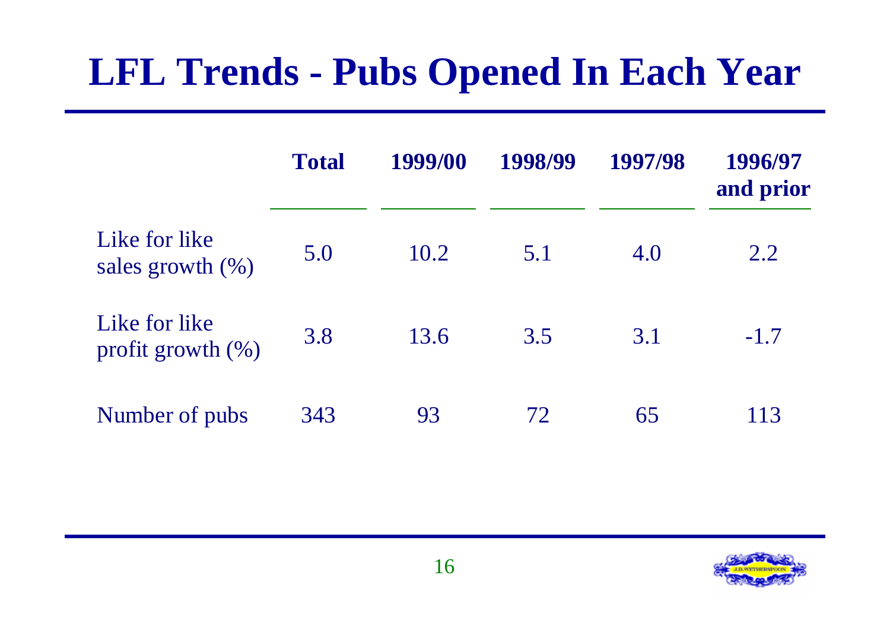# LFL Trends - Pubs Opened In Each Year

| | Total | 1999/00 | 1998/99 | 1997/98 | 1996/97 and prior |
|---|---|---|---|---|---|
| Like for like sales growth (%) | 5.0 | 10.2 | 5.1 | 4.0 | 2.2 |
| Like for like profit growth (%) | 3.8 | 13.6 | 3.5 | 3.1 | -1.7 |
| Number of pubs | 343 | 93 | 72 | 65 | 113 |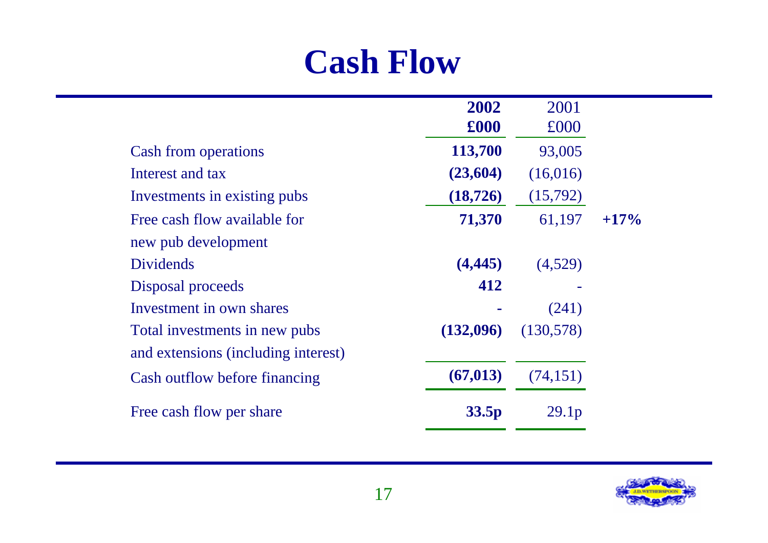# Cash Flow

| | 2002 £000 | 2001 £000 | |
|---|---|---|---|
| Cash from operations | **113,700** | 93,005 | |
| Interest and tax | **(23,604)** | (16,016) | |
| Investments in existing pubs | **(18,726)** | (15,792) | |
| Free cash flow available for new pub development | **71,370** | 61,197 | **+17%** |
| Dividends | **(4,445)** | (4,529) | |
| Disposal proceeds | **412** | - | |
| Investment in own shares | **-** | (241) | |
| Total investments in new pubs and extensions (including interest) | **(132,096)** | (130,578) | |
| Cash outflow before financing | **(67,013)** | (74,151) | |
| Free cash flow per share | **33.5p** | 29.1p | |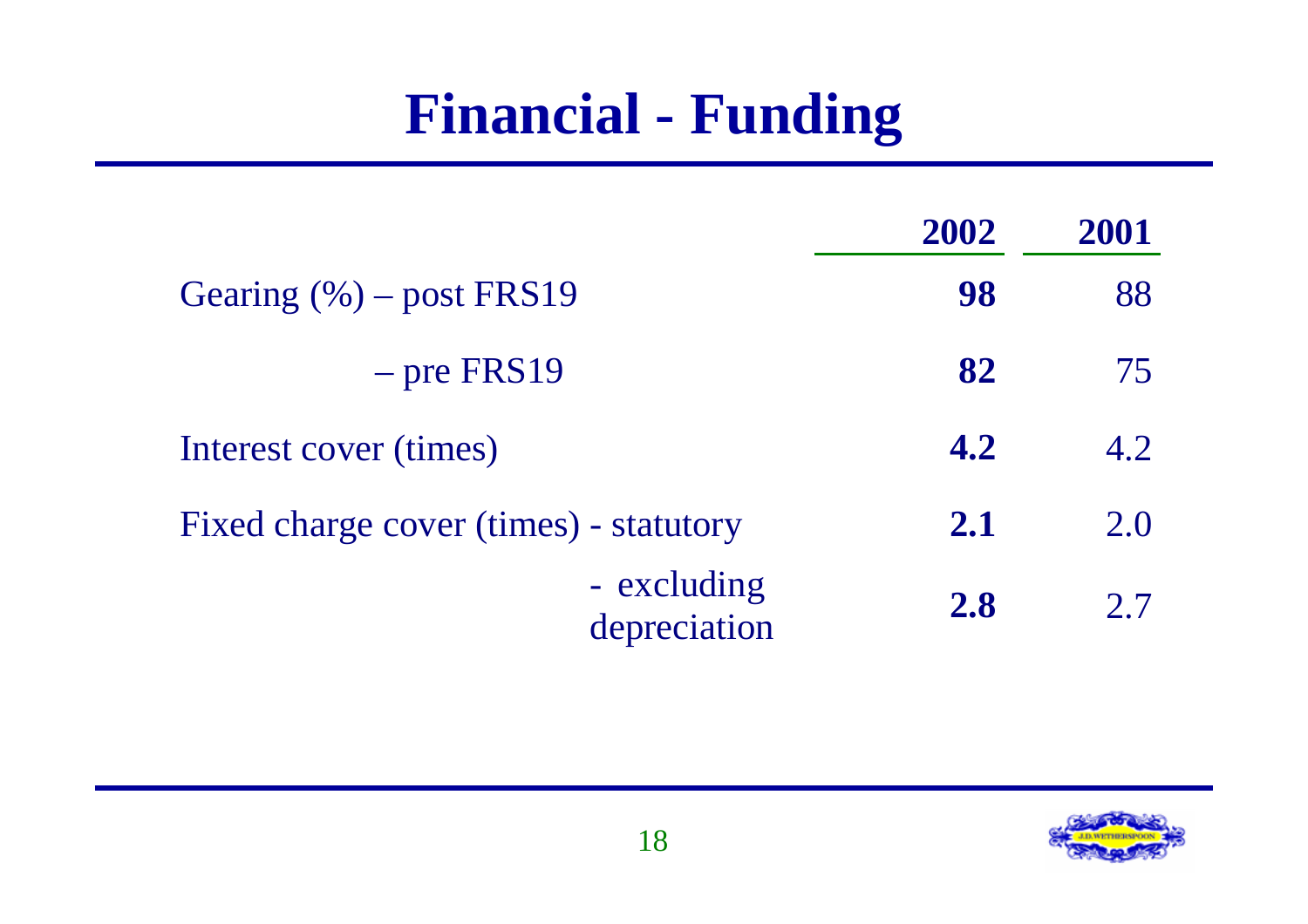# Financial - Funding

| | 2002 | 2001 |
|---|---|---|
| Gearing (%) – post FRS19 | **98** | 88 |
| – pre FRS19 | **82** | 75 |
| Interest cover (times) | **4.2** | 4.2 |
| Fixed charge cover (times) - statutory | **2.1** | 2.0 |
| - excluding depreciation | **2.8** | 2.7 |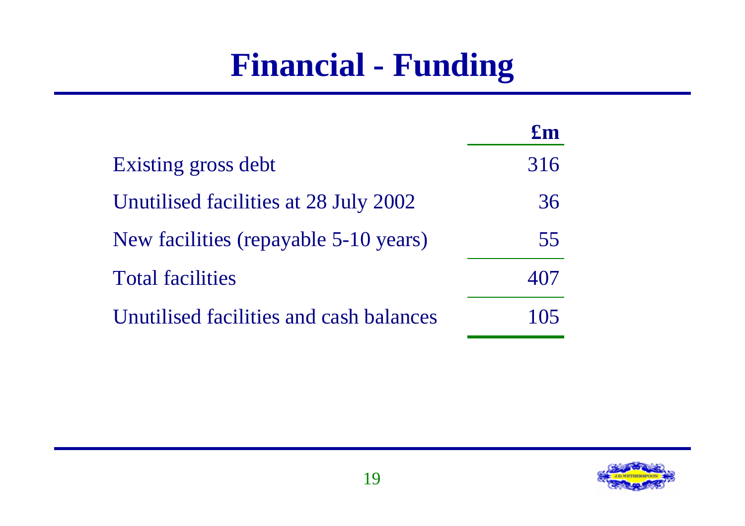# Financial - Funding

| | £m |
|---|---|
| Existing gross debt | 316 |
| Unutilised facilities at 28 July 2002 | 36 |
| New facilities (repayable 5-10 years) | 55 |
| Total facilities | 407 |
| Unutilised facilities and cash balances | 105 |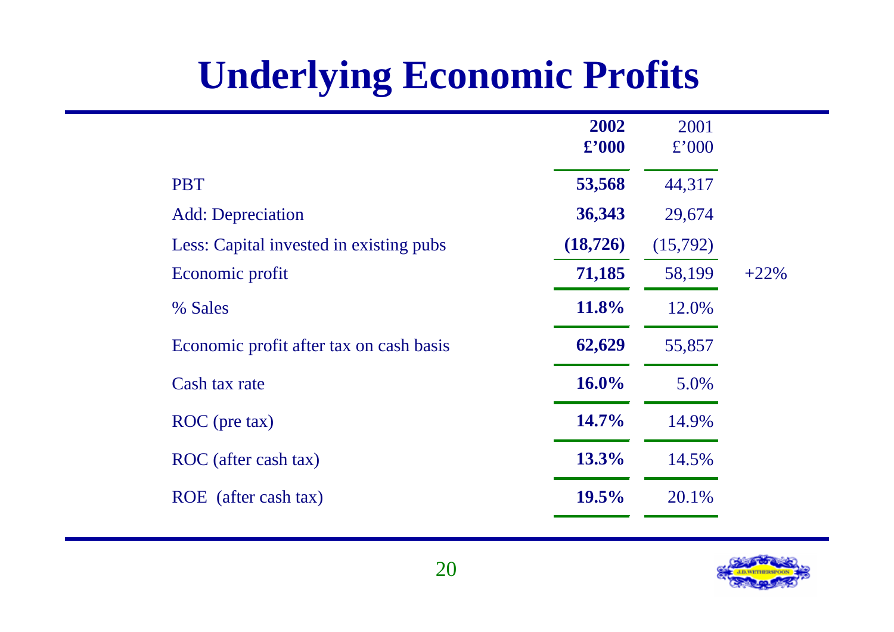# Underlying Economic Profits

| | 2002 £'000 | 2001 £'000 | |
|---|---|---|---|
| PBT | **53,568** | 44,317 | |
| Add: Depreciation | **36,343** | 29,674 | |
| Less: Capital invested in existing pubs | **(18,726)** | (15,792) | |
| Economic profit | **71,185** | 58,199 | +22% |
| % Sales | **11.8%** | 12.0% | |
| Economic profit after tax on cash basis | **62,629** | 55,857 | |
| Cash tax rate | **16.0%** | 5.0% | |
| ROC (pre tax) | **14.7%** | 14.9% | |
| ROC (after cash tax) | **13.3%** | 14.5% | |
| ROE (after cash tax) | **19.5%** | 20.1% | |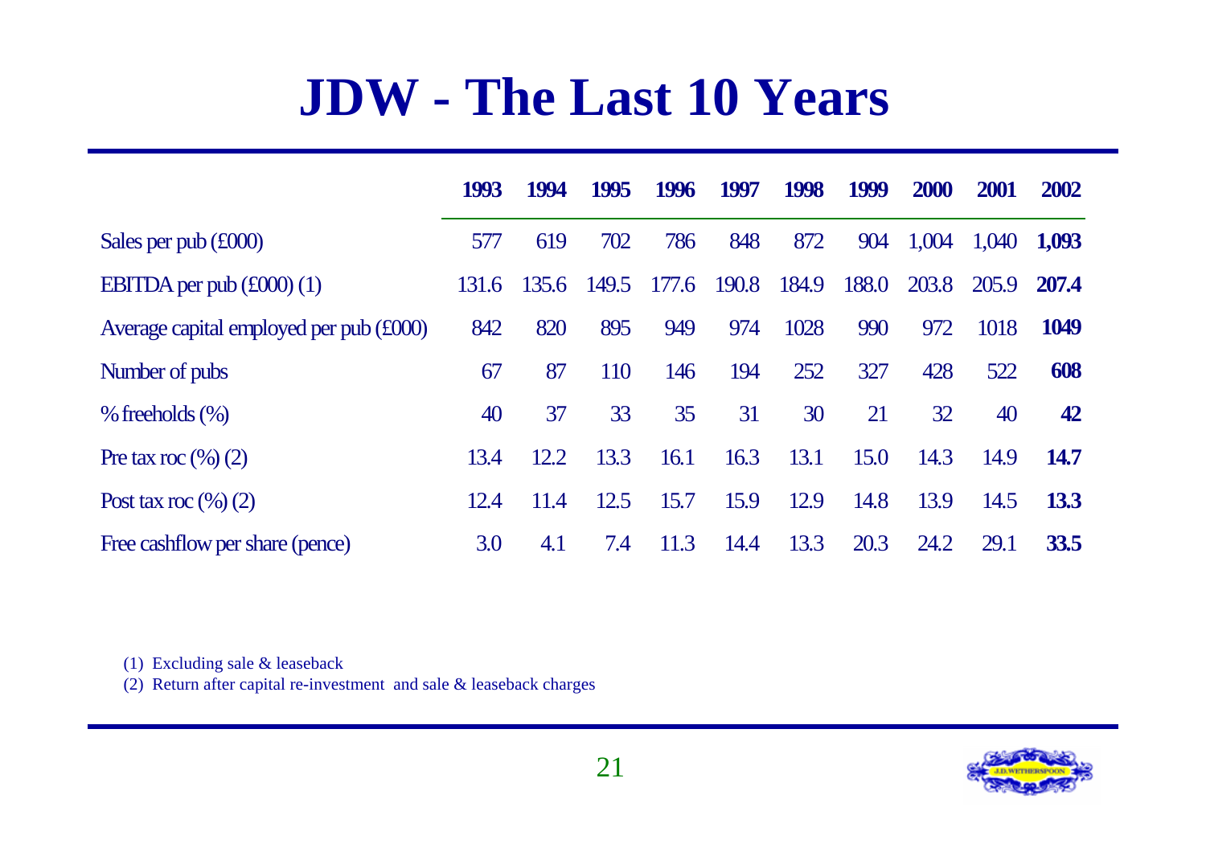# JDW - The Last 10 Years

| | 1993 | 1994 | 1995 | 1996 | 1997 | 1998 | 1999 | 2000 | 2001 | 2002 |
|---|---|---|---|---|---|---|---|---|---|---|
| Sales per pub (£000) | 577 | 619 | 702 | 786 | 848 | 872 | 904 | 1,004 | 1,040 | **1,093** |
| EBITDA per pub (£000) (1) | 131.6 | 135.6 | 149.5 | 177.6 | 190.8 | 184.9 | 188.0 | 203.8 | 205.9 | **207.4** |
| Average capital employed per pub (£000) | 842 | 820 | 895 | 949 | 974 | 1028 | 990 | 972 | 1018 | **1049** |
| Number of pubs | 67 | 87 | 110 | 146 | 194 | 252 | 327 | 428 | 522 | **608** |
| % freeholds (%) | 40 | 37 | 33 | 35 | 31 | 30 | 21 | 32 | 40 | **42** |
| Pre tax roc (%) (2) | 13.4 | 12.2 | 13.3 | 16.1 | 16.3 | 13.1 | 15.0 | 14.3 | 14.9 | **14.7** |
| Post tax roc (%) (2) | 12.4 | 11.4 | 12.5 | 15.7 | 15.9 | 12.9 | 14.8 | 13.9 | 14.5 | **13.3** |
| Free cashflow per share (pence) | 3.0 | 4.1 | 7.4 | 11.3 | 14.4 | 13.3 | 20.3 | 24.2 | 29.1 | **33.5** |

(1) Excluding sale & leaseback

(2) Return after capital re-investment and sale & leaseback charges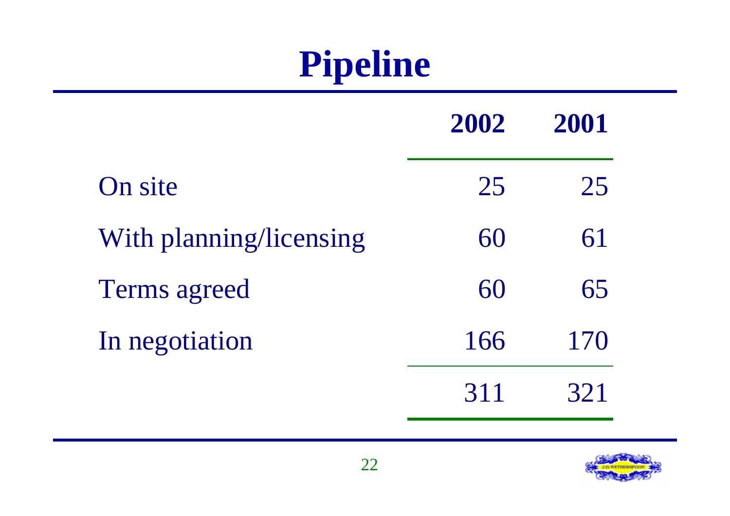# Pipeline

| | 2002 | 2001 |
|---|---|---|
| On site | 25 | 25 |
| With planning/licensing | 60 | 61 |
| Terms agreed | 60 | 65 |
| In negotiation | 166 | 170 |
| | 311 | 321 |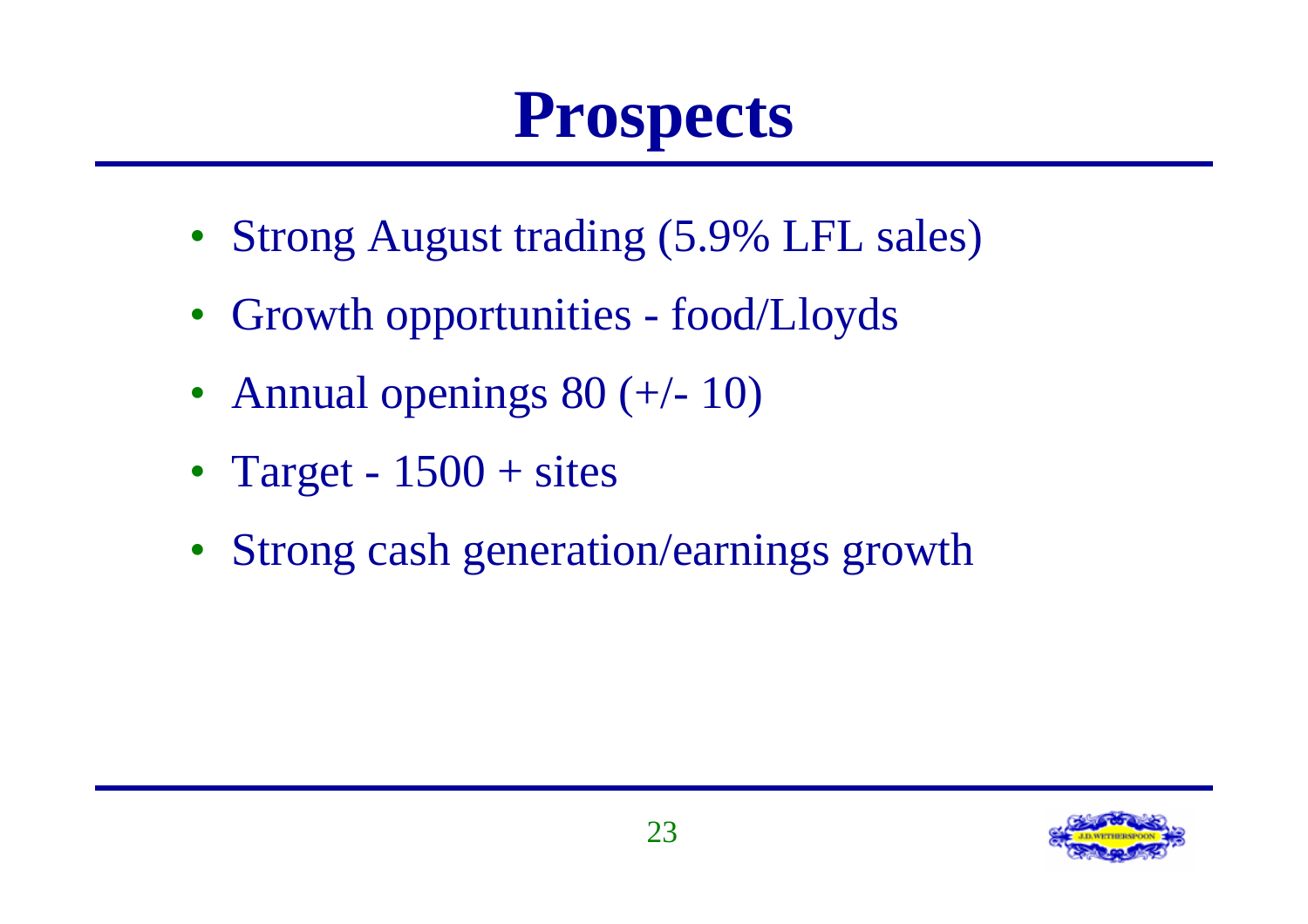# Prospects

- Strong August trading (5.9% LFL sales)
- Growth opportunities - food/Lloyds
- Annual openings 80 (+/- 10)
- Target - 1500 + sites
- Strong cash generation/earnings growth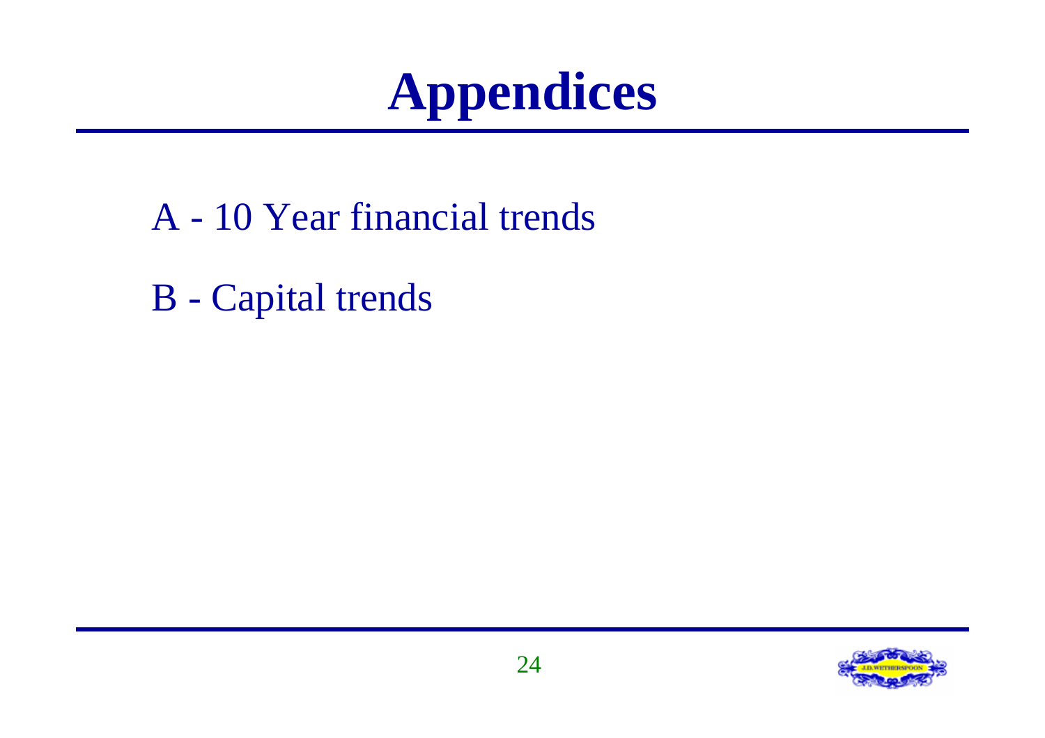# Appendices

A - 10 Year financial trends

B - Capital trends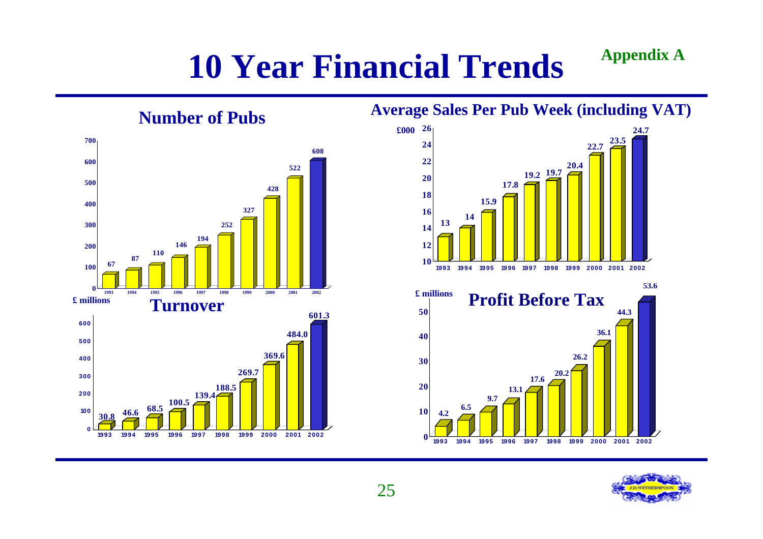# 10 Year Financial Trends

**Appendix A**

## Number of Pubs

| Year | Number of Pubs |
|---|---|
| 1993 | 67 |
| 1994 | 87 |
| 1995 | 110 |
| 1996 | 146 |
| 1997 | 194 |
| 1998 | 252 |
| 1999 | 327 |
| 2000 | 428 |
| 2001 | 522 |
| 2002 | 608 |

## Average Sales Per Pub Week (including VAT)

| Year | £000 |
|---|---|
| 1993 | 13 |
| 1994 | 14 |
| 1995 | 15.9 |
| 1996 | 17.8 |
| 1997 | 19.2 |
| 1998 | 19.7 |
| 1999 | 20.4 |
| 2000 | 22.7 |
| 2001 | 23.5 |
| 2002 | 24.7 |

## Turnover

| Year | £ millions |
|---|---|
| 1993 | 30.8 |
| 1994 | 46.6 |
| 1995 | 68.5 |
| 1996 | 100.5 |
| 1997 | 139.4 |
| 1998 | 188.5 |
| 1999 | 269.7 |
| 2000 | 369.6 |
| 2001 | 484.0 |
| 2002 | 601.3 |

## Profit Before Tax

| Year | £ millions |
|---|---|
| 1993 | 4.2 |
| 1994 | 6.5 |
| 1995 | 9.7 |
| 1996 | 13.1 |
| 1997 | 17.6 |
| 1998 | 20.2 |
| 1999 | 26.2 |
| 2000 | 36.1 |
| 2001 | 44.3 |
| 2002 | 53.6 |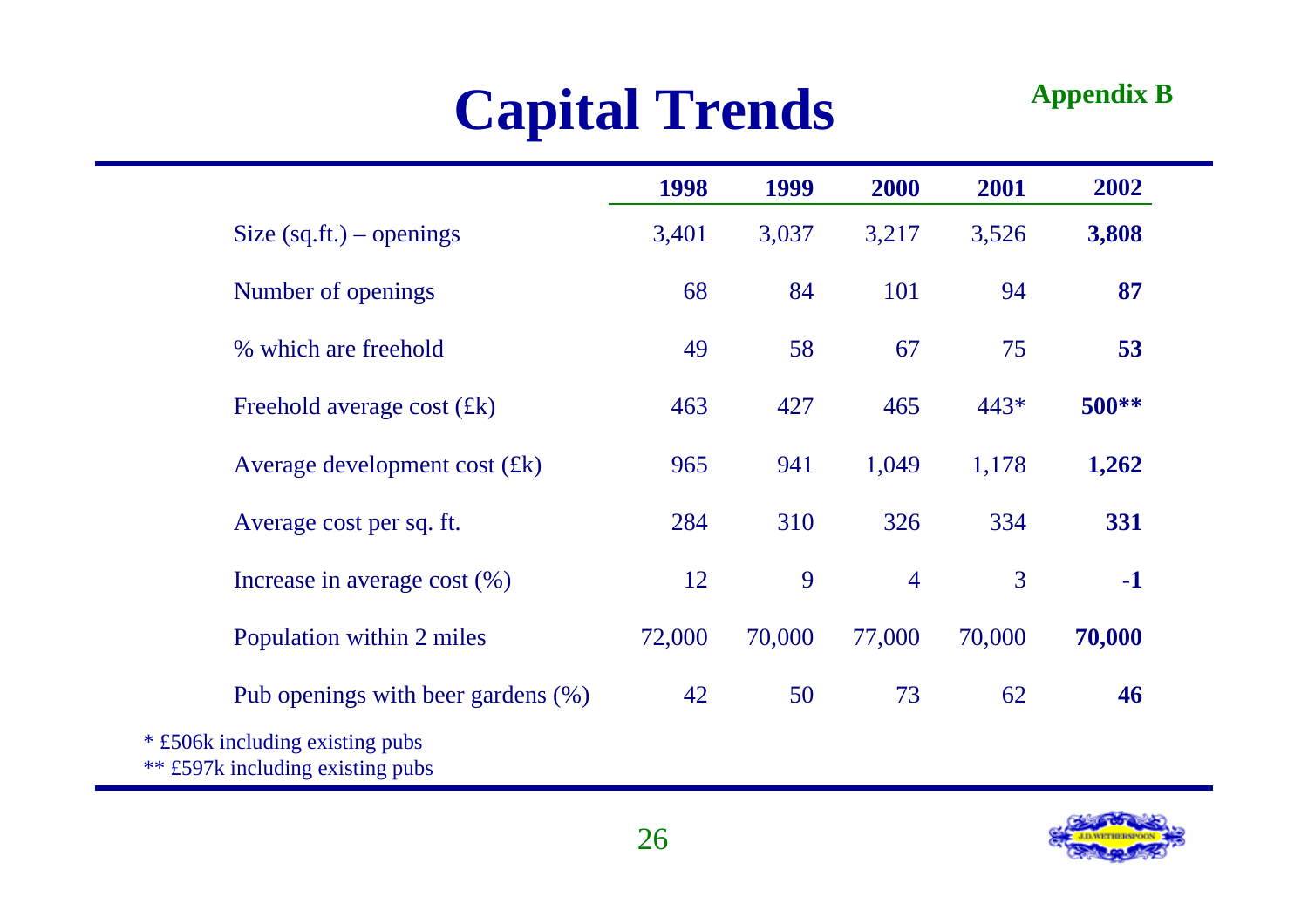# Capital Trends

**Appendix B**

| | 1998 | 1999 | 2000 | 2001 | 2002 |
|---|---|---|---|---|---|
| Size (sq.ft.) – openings | 3,401 | 3,037 | 3,217 | 3,526 | **3,808** |
| Number of openings | 68 | 84 | 101 | 94 | **87** |
| % which are freehold | 49 | 58 | 67 | 75 | **53** |
| Freehold average cost (£k) | 463 | 427 | 465 | 443* | **500**** |
| Average development cost (£k) | 965 | 941 | 1,049 | 1,178 | **1,262** |
| Average cost per sq. ft. | 284 | 310 | 326 | 334 | **331** |
| Increase in average cost (%) | 12 | 9 | 4 | 3 | **-1** |
| Population within 2 miles | 72,000 | 70,000 | 77,000 | 70,000 | **70,000** |
| Pub openings with beer gardens (%) | 42 | 50 | 73 | 62 | **46** |

* £506k including existing pubs

** £597k including existing pubs